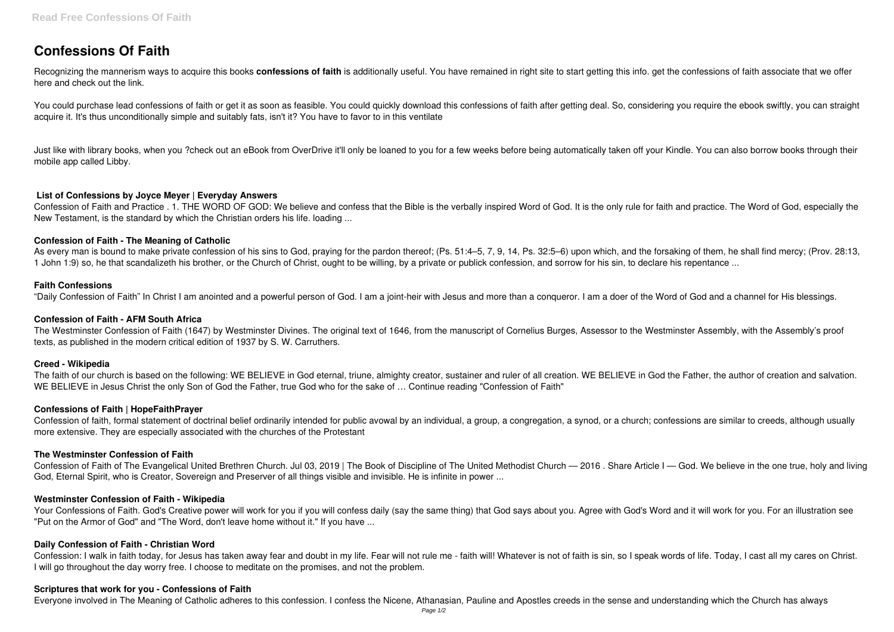# Confessions Of Faith

Recognizing the mannerism ways to acquire this books **confessions of faith** is additionally useful. You have remained in right site to start getting this info. get the confessions of faith associate that we offer here and check out the link.

You could purchase lead confessions of faith or get it as soon as feasible. You could quickly download this confessions of faith after getting deal. So, considering you require the ebook swiftly, you can straight acquire it. It's thus unconditionally simple and suitably fats, isn't it? You have to favor to in this ventilate

Just like with library books, when you ?check out an eBook from OverDrive it'll only be loaned to you for a few weeks before being automatically taken off your Kindle. You can also borrow books through their mobile app called Libby.

### List of Confessions by Joyce Meyer | Everyday Answers

Confession of Faith and Practice . 1. THE WORD OF GOD: We believe and confess that the Bible is the verbally inspired Word of God. It is the only rule for faith and practice. The Word of God, especially the New Testament, is the standard by which the Christian orders his life. loading ...

### Confession of Faith - The Meaning of Catholic

As every man is bound to make private confession of his sins to God, praying for the pardon thereof; (Ps. 51:4–5, 7, 9, 14, Ps. 32:5–6) upon which, and the forsaking of them, he shall find mercy; (Prov. 28:13, 1 John 1:9) so, he that scandalizeth his brother, or the Church of Christ, ought to be willing, by a private or publick confession, and sorrow for his sin, to declare his repentance ...

### Faith Confessions

"Daily Confession of Faith" In Christ I am anointed and a powerful person of God. I am a joint-heir with Jesus and more than a conqueror. I am a doer of the Word of God and a channel for His blessings.

### Confession of Faith - AFM South Africa

The Westminster Confession of Faith (1647) by Westminster Divines. The original text of 1646, from the manuscript of Cornelius Burges, Assessor to the Westminster Assembly, with the Assembly's proof texts, as published in the modern critical edition of 1937 by S. W. Carruthers.

### Creed - Wikipedia

The faith of our church is based on the following: WE BELIEVE in God eternal, triune, almighty creator, sustainer and ruler of all creation. WE BELIEVE in God the Father, the author of creation and salvation. WE BELIEVE in Jesus Christ the only Son of God the Father, true God who for the sake of … Continue reading "Confession of Faith"

### Confessions of Faith | HopeFaithPrayer

Confession of faith, formal statement of doctrinal belief ordinarily intended for public avowal by an individual, a group, a congregation, a synod, or a church; confessions are similar to creeds, although usually more extensive. They are especially associated with the churches of the Protestant

### The Westminster Confession of Faith

Confession of Faith of The Evangelical United Brethren Church. Jul 03, 2019 | The Book of Discipline of The United Methodist Church — 2016 . Share Article I — God. We believe in the one true, holy and living God, Eternal Spirit, who is Creator, Sovereign and Preserver of all things visible and invisible. He is infinite in power ...

### Westminster Confession of Faith - Wikipedia

Your Confessions of Faith. God's Creative power will work for you if you will confess daily (say the same thing) that God says about you. Agree with God's Word and it will work for you. For an illustration see "Put on the Armor of God" and "The Word, don't leave home without it." If you have ...

### Daily Confession of Faith - Christian Word

Confession: I walk in faith today, for Jesus has taken away fear and doubt in my life. Fear will not rule me - faith will! Whatever is not of faith is sin, so I speak words of life. Today, I cast all my cares on Christ. I will go throughout the day worry free. I choose to meditate on the promises, and not the problem.

### Scriptures that work for you - Confessions of Faith

Everyone involved in The Meaning of Catholic adheres to this confession. I confess the Nicene, Athanasian, Pauline and Apostles creeds in the sense and understanding which the Church has always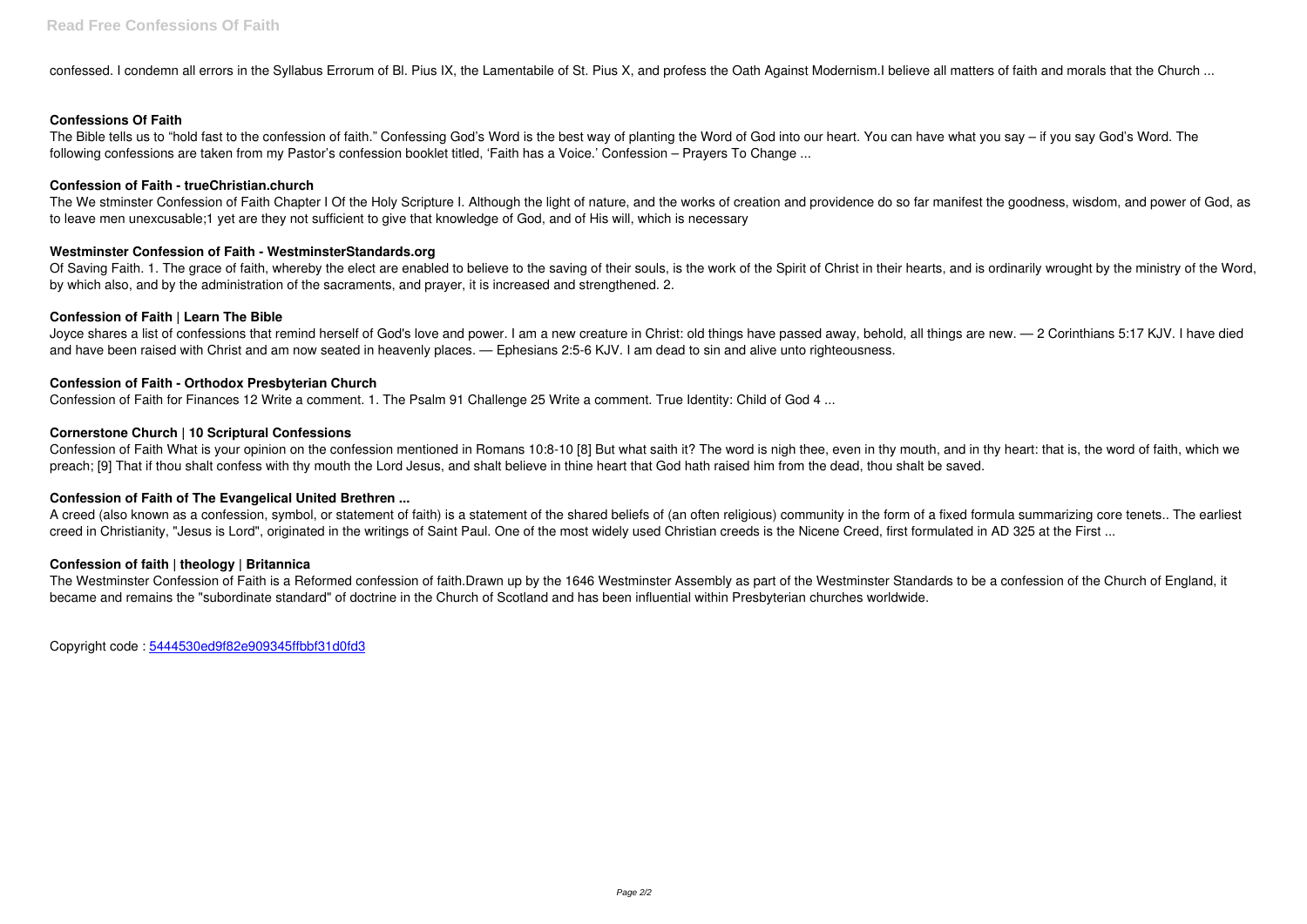confessed. I condemn all errors in the Syllabus Errorum of Bl. Pius IX, the Lamentabile of St. Pius X, and profess the Oath Against Modernism.I believe all matters of faith and morals that the Church ...

### Confessions Of Faith

The Bible tells us to "hold fast to the confession of faith." Confessing God's Word is the best way of planting the Word of God into our heart. You can have what you say – if you say God's Word. The following confessions are taken from my Pastor's confession booklet titled, 'Faith has a Voice.' Confession – Prayers To Change ...

### Confession of Faith - trueChristian.church

The We stminster Confession of Faith Chapter I Of the Holy Scripture I. Although the light of nature, and the works of creation and providence do so far manifest the goodness, wisdom, and power of God, as to leave men unexcusable;1 yet are they not sufficient to give that knowledge of God, and of His will, which is necessary

### Westminster Confession of Faith - WestminsterStandards.org

Of Saving Faith. 1. The grace of faith, whereby the elect are enabled to believe to the saving of their souls, is the work of the Spirit of Christ in their hearts, and is ordinarily wrought by the ministry of the Word, by which also, and by the administration of the sacraments, and prayer, it is increased and strengthened. 2.

### Confession of Faith | Learn The Bible

Joyce shares a list of confessions that remind herself of God's love and power. I am a new creature in Christ: old things have passed away, behold, all things are new. — 2 Corinthians 5:17 KJV. I have died and have been raised with Christ and am now seated in heavenly places. — Ephesians 2:5-6 KJV. I am dead to sin and alive unto righteousness.

### Confession of Faith - Orthodox Presbyterian Church

Confession of Faith for Finances 12 Write a comment. 1. The Psalm 91 Challenge 25 Write a comment. True Identity: Child of God 4 ...

### Cornerstone Church | 10 Scriptural Confessions

Confession of Faith What is your opinion on the confession mentioned in Romans 10:8-10 [8] But what saith it? The word is nigh thee, even in thy mouth, and in thy heart: that is, the word of faith, which we preach; [9] That if thou shalt confess with thy mouth the Lord Jesus, and shalt believe in thine heart that God hath raised him from the dead, thou shalt be saved.

### Confession of Faith of The Evangelical United Brethren ...

A creed (also known as a confession, symbol, or statement of faith) is a statement of the shared beliefs of (an often religious) community in the form of a fixed formula summarizing core tenets.. The earliest creed in Christianity, "Jesus is Lord", originated in the writings of Saint Paul. One of the most widely used Christian creeds is the Nicene Creed, first formulated in AD 325 at the First ...

### Confession of faith | theology | Britannica

The Westminster Confession of Faith is a Reformed confession of faith.Drawn up by the 1646 Westminster Assembly as part of the Westminster Standards to be a confession of the Church of England, it became and remains the "subordinate standard" of doctrine in the Church of Scotland and has been influential within Presbyterian churches worldwide.

Copyright code : 5444530ed9f82e909345ffbbf31d0fd3